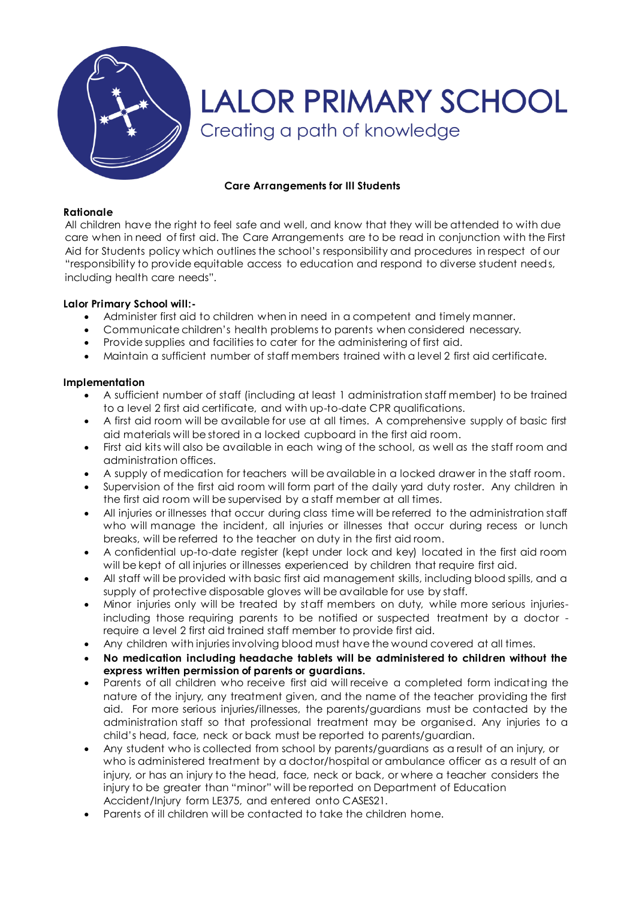# LALOR PRIMARY SCHOOL

Creating a path of knowledge

**Care Arrangements for Ill Students**

**Rationale**

All children have the right to feel safe and well, and know that they will be attended to with due care when in need of first aid. The Care Arrangements are to be read in conjunction with the First Aid for Students policy which outlines the school's responsibility and procedures in respect of our "responsibility to provide equitable access to education and respond to diverse student needs, including health care needs".

**Lalor Primary School will:-**

- Administer first aid to children when in need in a competent and timely manner.
- Communicate children's health problems to parents when considered necessary.
- Provide supplies and facilities to cater for the administering of first aid.
- Maintain a sufficient number of staff members trained with a level 2 first aid certificate.

**Implementation**

- A sufficient number of staff (including at least 1 administration staff member) to be trained to a level 2 first aid certificate, and with up-to-date CPR qualifications.
- A first aid room will be available for use at all times. A comprehensive supply of basic first aid materials will be stored in a locked cupboard in the first aid room.
- First aid kits will also be available in each wing of the school, as well as the staff room and administration offices.
- A supply of medication for teachers will be available in a locked drawer in the staff room.
- Supervision of the first aid room will form part of the daily yard duty roster. Any children in the first aid room will be supervised by a staff member at all times.
- All injuries or illnesses that occur during class time will be referred to the administration staff who will manage the incident, all injuries or illnesses that occur during recess or lunch breaks, will be referred to the teacher on duty in the first aid room.
- A confidential up-to-date register (kept under lock and key) located in the first aid room will be kept of all injuries or illnesses experienced by children that require first aid.
- All staff will be provided with basic first aid management skills, including blood spills, and a supply of protective disposable gloves will be available for use by staff.
- Minor injuries only will be treated by staff members on duty, while more serious injuries- including those requiring parents to be notified or suspected treatment by a doctor - require a level 2 first aid trained staff member to provide first aid.
- Any children with injuries involving blood must have the wound covered at all times.
- **No medication including headache tablets will be administered to children without the express written permission of parents or guardians.**
- Parents of all children who receive first aid will receive a completed form indicating the nature of the injury, any treatment given, and the name of the teacher providing the first aid. For more serious injuries/illnesses, the parents/guardians must be contacted by the administration staff so that professional treatment may be organised. Any injuries to a child's head, face, neck or back must be reported to parents/guardian.
- Any student who is collected from school by parents/guardians as a result of an injury, or who is administered treatment by a doctor/hospital or ambulance officer as a result of an injury, or has an injury to the head, face, neck or back, or where a teacher considers the injury to be greater than "minor" will be reported on Department of Education Accident/Injury form LE375, and entered onto CASES21.
- Parents of ill children will be contacted to take the children home.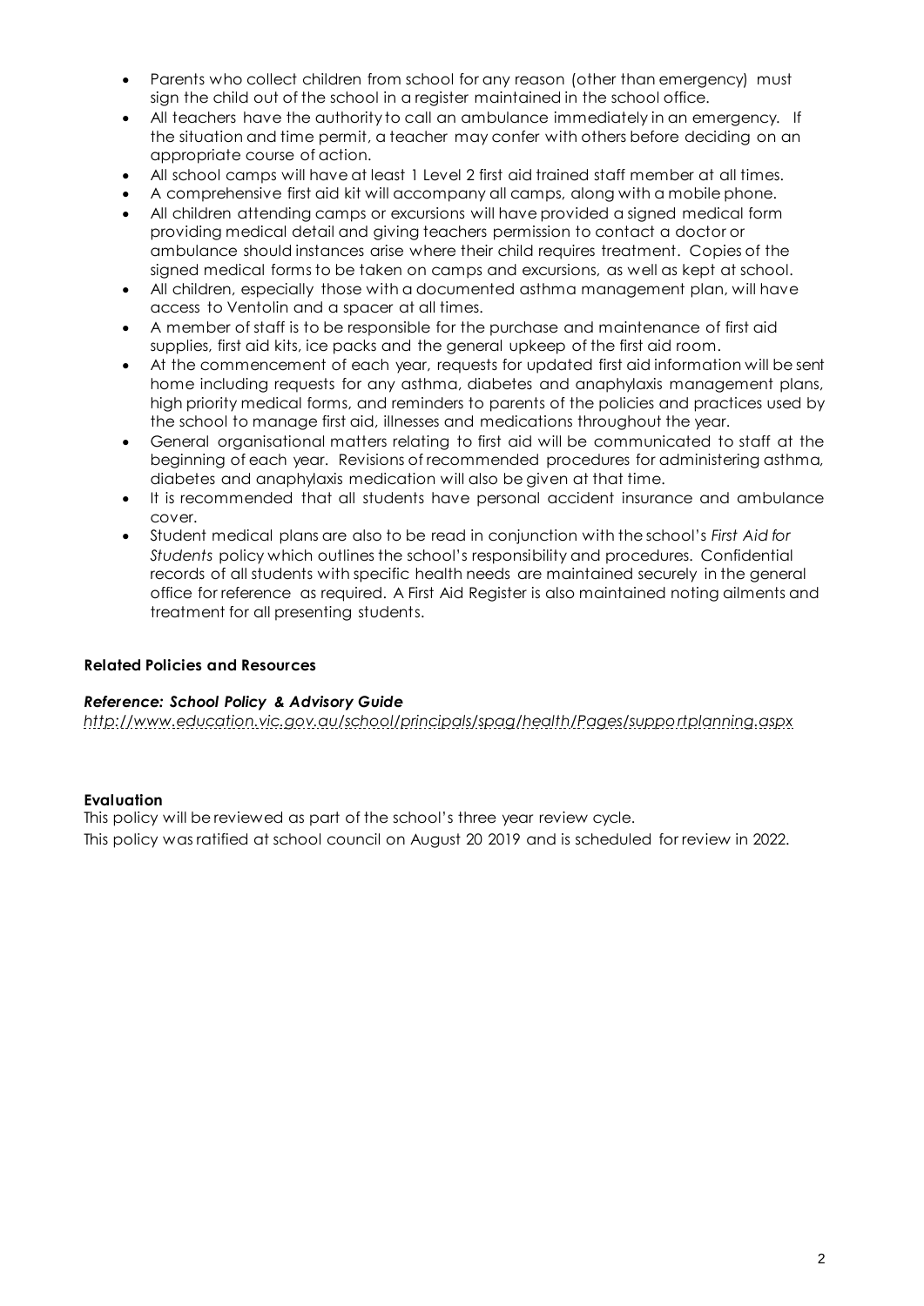- Parents who collect children from school for any reason (other than emergency) must sign the child out of the school in a register maintained in the school office.
- All teachers have the authority to call an ambulance immediately in an emergency. If the situation and time permit, a teacher may confer with others before deciding on an appropriate course of action.
- All school camps will have at least 1 Level 2 first aid trained staff member at all times.
- A comprehensive first aid kit will accompany all camps, along with a mobile phone.
- All children attending camps or excursions will have provided a signed medical form providing medical detail and giving teachers permission to contact a doctor or ambulance should instances arise where their child requires treatment. Copies of the signed medical forms to be taken on camps and excursions, as well as kept at school.
- All children, especially those with a documented asthma management plan, will have access to Ventolin and a spacer at all times.
- A member of staff is to be responsible for the purchase and maintenance of first aid supplies, first aid kits, ice packs and the general upkeep of the first aid room.
- At the commencement of each year, requests for updated first aid information will be sent home including requests for any asthma, diabetes and anaphylaxis management plans, high priority medical forms, and reminders to parents of the policies and practices used by the school to manage first aid, illnesses and medications throughout the year.
- General organisational matters relating to first aid will be communicated to staff at the beginning of each year. Revisions of recommended procedures for administering asthma, diabetes and anaphylaxis medication will also be given at that time.
- It is recommended that all students have personal accident insurance and ambulance cover.
- Student medical plans are also to be read in conjunction with the school's *First Aid for Students* policy which outlines the school's responsibility and procedures. Confidential records of all students with specific health needs are maintained securely in the general office for reference as required. A First Aid Register is also maintained noting ailments and treatment for all presenting students.

**Related Policies and Resources**

***Reference: School Policy & Advisory Guide***

*http://www.education.vic.gov.au/school/principals/spag/health/Pages/supportplanning.aspx*

**Evaluation**

This policy will be reviewed as part of the school's three year review cycle.

This policy was ratified at school council on August 20 2019 and is scheduled for review in 2022.